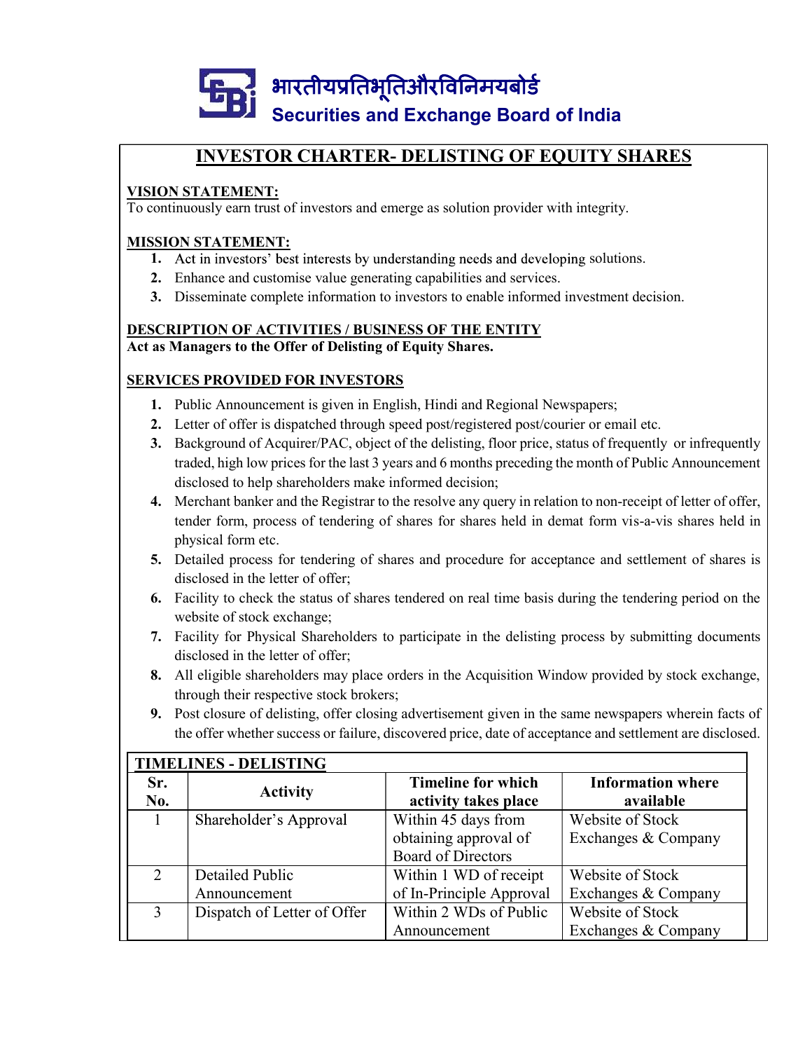भारतीयप्रतिभूतिऔरविनिमयबोर्ड
Securities and Exchange Board of India

# INVESTOR CHARTER- DELISTING OF EQUITY SHARES

**VISION STATEMENT:**
To continuously earn trust of investors and emerge as solution provider with integrity.

**MISSION STATEMENT:**

1. Act in investors' best interests by understanding needs and developing solutions.
2. Enhance and customise value generating capabilities and services.
3. Disseminate complete information to investors to enable informed investment decision.

**DESCRIPTION OF ACTIVITIES / BUSINESS OF THE ENTITY**
**Act as Managers to the Offer of Delisting of Equity Shares.**

**SERVICES PROVIDED FOR INVESTORS**

1. Public Announcement is given in English, Hindi and Regional Newspapers;
2. Letter of offer is dispatched through speed post/registered post/courier or email etc.
3. Background of Acquirer/PAC, object of the delisting, floor price, status of frequently or infrequently traded, high low prices for the last 3 years and 6 months preceding the month of Public Announcement disclosed to help shareholders make informed decision;
4. Merchant banker and the Registrar to the resolve any query in relation to non-receipt of letter of offer, tender form, process of tendering of shares for shares held in demat form vis-a-vis shares held in physical form etc.
5. Detailed process for tendering of shares and procedure for acceptance and settlement of shares is disclosed in the letter of offer;
6. Facility to check the status of shares tendered on real time basis during the tendering period on the website of stock exchange;
7. Facility for Physical Shareholders to participate in the delisting process by submitting documents disclosed in the letter of offer;
8. All eligible shareholders may place orders in the Acquisition Window provided by stock exchange, through their respective stock brokers;
9. Post closure of delisting, offer closing advertisement given in the same newspapers wherein facts of the offer whether success or failure, discovered price, date of acceptance and settlement are disclosed.

**TIMELINES - DELISTING**

| Sr. No. | Activity | Timeline for which activity takes place | Information where available |
|---|---|---|---|
| 1 | Shareholder's Approval | Within 45 days from obtaining approval of Board of Directors | Website of Stock Exchanges & Company |
| 2 | Detailed Public Announcement | Within 1 WD of receipt of In-Principle Approval | Website of Stock Exchanges & Company |
| 3 | Dispatch of Letter of Offer | Within 2 WDs of Public Announcement | Website of Stock Exchanges & Company |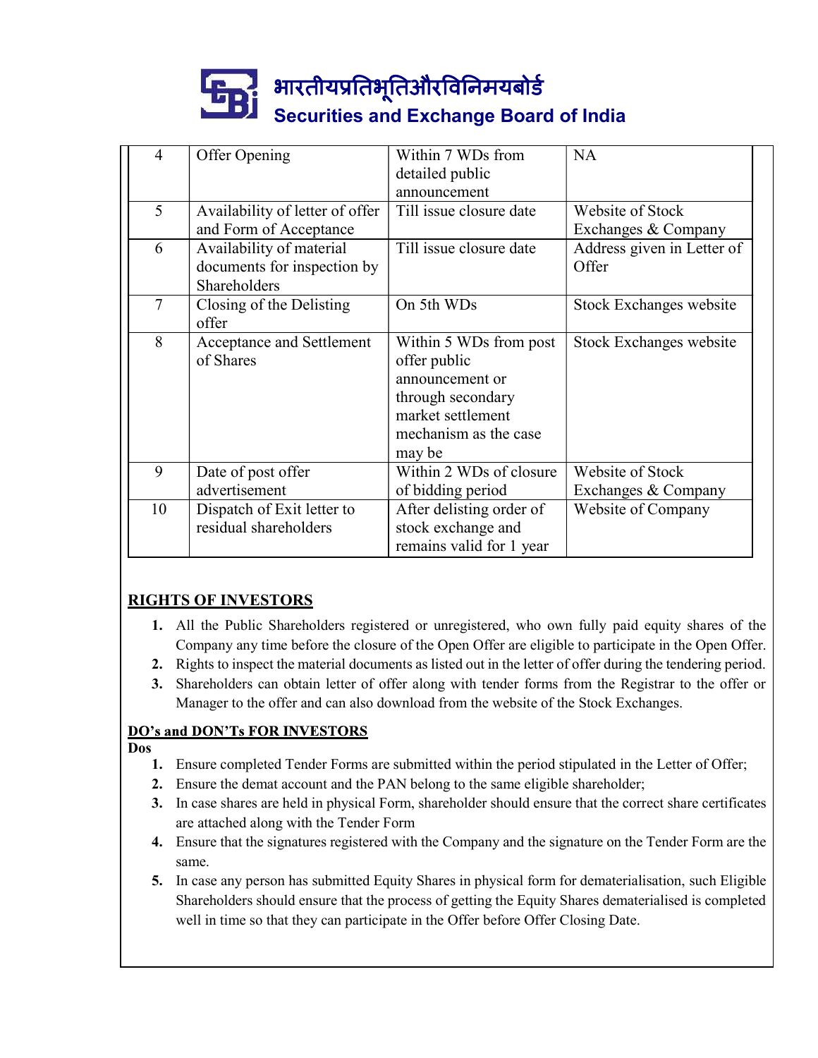| 4 | Offer Opening | Within 7 WDs from detailed public announcement | NA |
|---|---|---|---|
| 5 | Availability of letter of offer and Form of Acceptance | Till issue closure date | Website of Stock Exchanges & Company |
| 6 | Availability of material documents for inspection by Shareholders | Till issue closure date | Address given in Letter of Offer |
| 7 | Closing of the Delisting offer | On 5th WDs | Stock Exchanges website |
| 8 | Acceptance and Settlement of Shares | Within 5 WDs from post offer public announcement or through secondary market settlement mechanism as the case may be | Stock Exchanges website |
| 9 | Date of post offer advertisement | Within 2 WDs of closure of bidding period | Website of Stock Exchanges & Company |
| 10 | Dispatch of Exit letter to residual shareholders | After delisting order of stock exchange and remains valid for 1 year | Website of Company |

## RIGHTS OF INVESTORS

1. All the Public Shareholders registered or unregistered, who own fully paid equity shares of the Company any time before the closure of the Open Offer are eligible to participate in the Open Offer.
2. Rights to inspect the material documents as listed out in the letter of offer during the tendering period.
3. Shareholders can obtain letter of offer along with tender forms from the Registrar to the offer or Manager to the offer and can also download from the website of the Stock Exchanges.

## DO's and DON'Ts FOR INVESTORS

**Dos**

1. Ensure completed Tender Forms are submitted within the period stipulated in the Letter of Offer;
2. Ensure the demat account and the PAN belong to the same eligible shareholder;
3. In case shares are held in physical Form, shareholder should ensure that the correct share certificates are attached along with the Tender Form
4. Ensure that the signatures registered with the Company and the signature on the Tender Form are the same.
5. In case any person has submitted Equity Shares in physical form for dematerialisation, such Eligible Shareholders should ensure that the process of getting the Equity Shares dematerialised is completed well in time so that they can participate in the Offer before Offer Closing Date.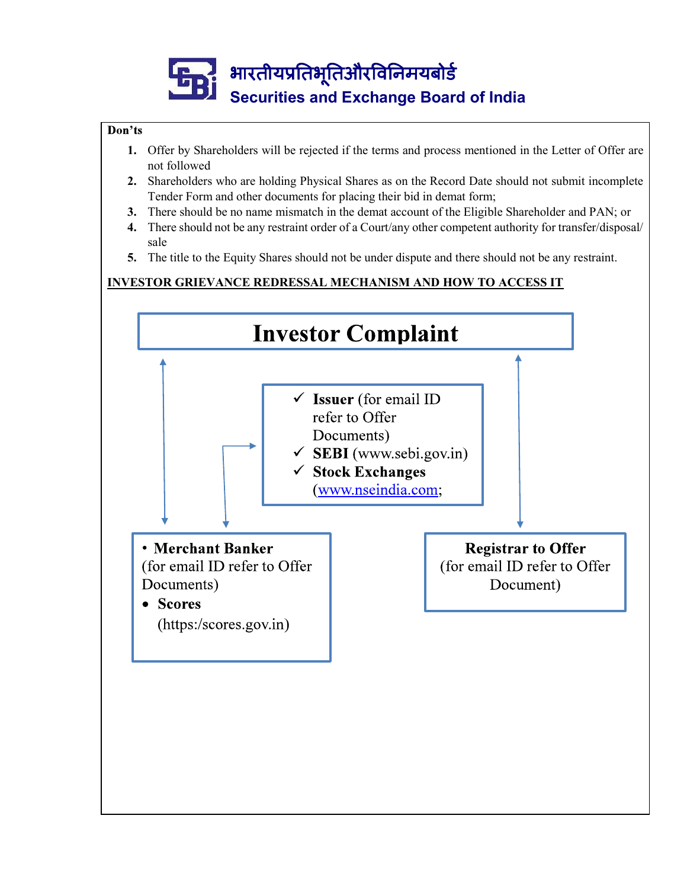**Don'ts**

1. Offer by Shareholders will be rejected if the terms and process mentioned in the Letter of Offer are not followed
2. Shareholders who are holding Physical Shares as on the Record Date should not submit incomplete Tender Form and other documents for placing their bid in demat form;
3. There should be no name mismatch in the demat account of the Eligible Shareholder and PAN; or
4. There should not be any restraint order of a Court/any other competent authority for transfer/disposal/ sale
5. The title to the Equity Shares should not be under dispute and there should not be any restraint.

**INVESTOR GRIEVANCE REDRESSAL MECHANISM AND HOW TO ACCESS IT**

**Investor Complaint**

- ✓ **Issuer** (for email ID refer to Offer Documents)
- ✓ **SEBI** (www.sebi.gov.in)
- ✓ **Stock Exchanges** (www.nseindia.com;

- **Merchant Banker** (for email ID refer to Offer Documents)
- **Scores** (https:/scores.gov.in)

**Registrar to Offer** (for email ID refer to Offer Document)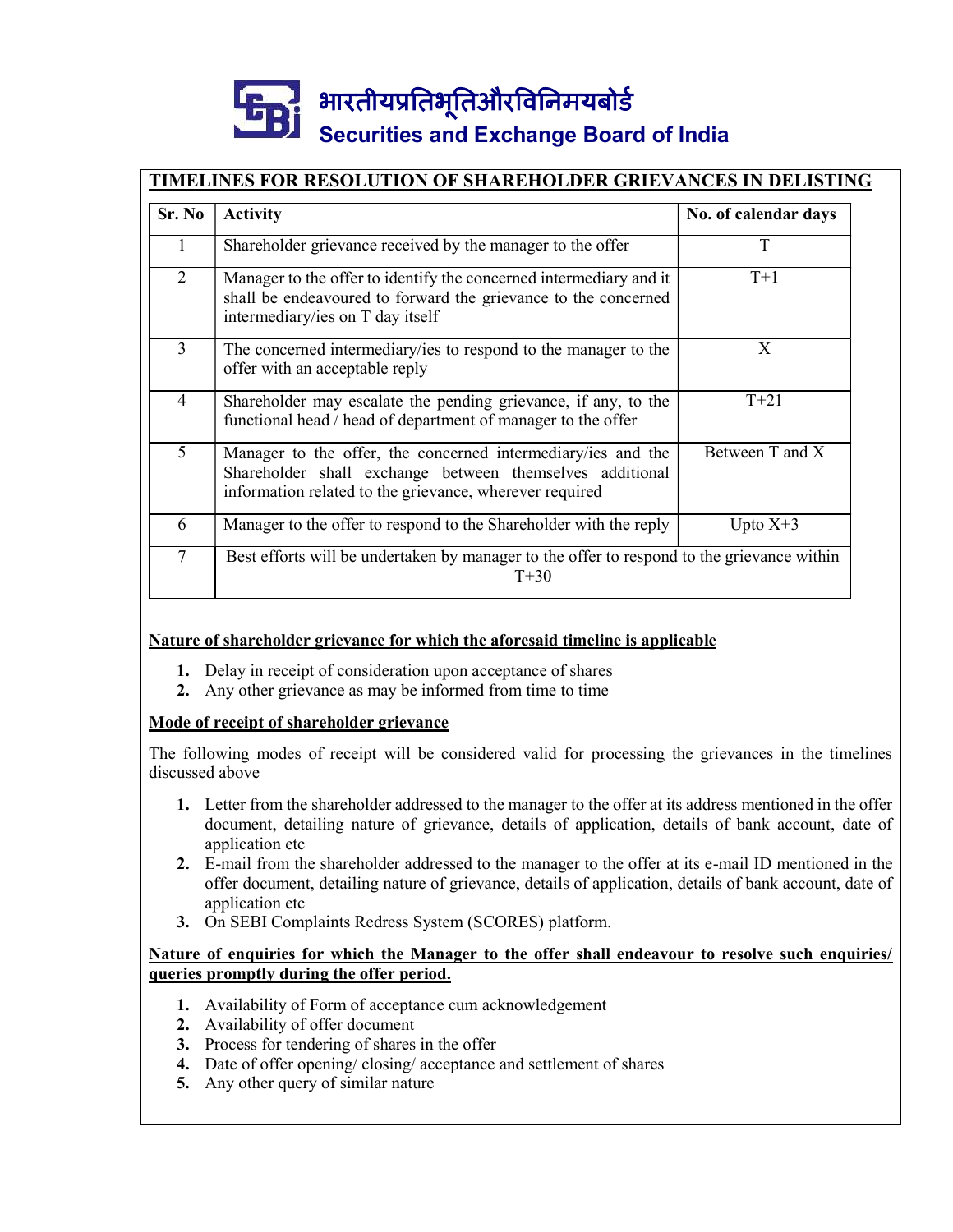# भारतीयप्रतिभूतिऔरविनिमयबोर्ड
# Securities and Exchange Board of India

## TIMELINES FOR RESOLUTION OF SHAREHOLDER GRIEVANCES IN DELISTING

| Sr. No | Activity | No. of calendar days |
|---|---|---|
| 1 | Shareholder grievance received by the manager to the offer | T |
| 2 | Manager to the offer to identify the concerned intermediary and it shall be endeavoured to forward the grievance to the concerned intermediary/ies on T day itself | T+1 |
| 3 | The concerned intermediary/ies to respond to the manager to the offer with an acceptable reply | X |
| 4 | Shareholder may escalate the pending grievance, if any, to the functional head / head of department of manager to the offer | T+21 |
| 5 | Manager to the offer, the concerned intermediary/ies and the Shareholder shall exchange between themselves additional information related to the grievance, wherever required | Between T and X |
| 6 | Manager to the offer to respond to the Shareholder with the reply | Upto X+3 |
| 7 | Best efforts will be undertaken by manager to the offer to respond to the grievance within T+30 | |

**Nature of shareholder grievance for which the aforesaid timeline is applicable**

1. Delay in receipt of consideration upon acceptance of shares
2. Any other grievance as may be informed from time to time

**Mode of receipt of shareholder grievance**

The following modes of receipt will be considered valid for processing the grievances in the timelines discussed above

1. Letter from the shareholder addressed to the manager to the offer at its address mentioned in the offer document, detailing nature of grievance, details of application, details of bank account, date of application etc
2. E-mail from the shareholder addressed to the manager to the offer at its e-mail ID mentioned in the offer document, detailing nature of grievance, details of application, details of bank account, date of application etc
3. On SEBI Complaints Redress System (SCORES) platform.

**Nature of enquiries for which the Manager to the offer shall endeavour to resolve such enquiries/ queries promptly during the offer period.**

1. Availability of Form of acceptance cum acknowledgement
2. Availability of offer document
3. Process for tendering of shares in the offer
4. Date of offer opening/ closing/ acceptance and settlement of shares
5. Any other query of similar nature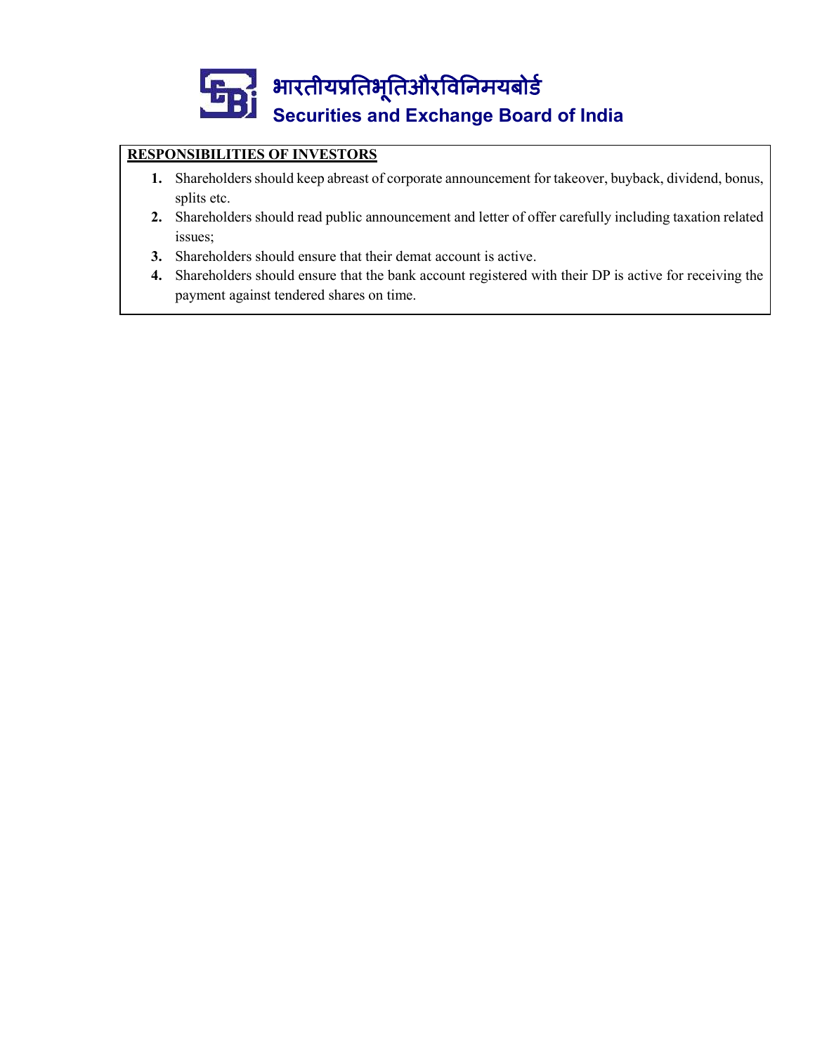भारतीयप्रतिभूतिऔरविनिमयबोर्ड
Securities and Exchange Board of India

**RESPONSIBILITIES OF INVESTORS**

1. Shareholders should keep abreast of corporate announcement for takeover, buyback, dividend, bonus, splits etc.
2. Shareholders should read public announcement and letter of offer carefully including taxation related issues;
3. Shareholders should ensure that their demat account is active.
4. Shareholders should ensure that the bank account registered with their DP is active for receiving the payment against tendered shares on time.